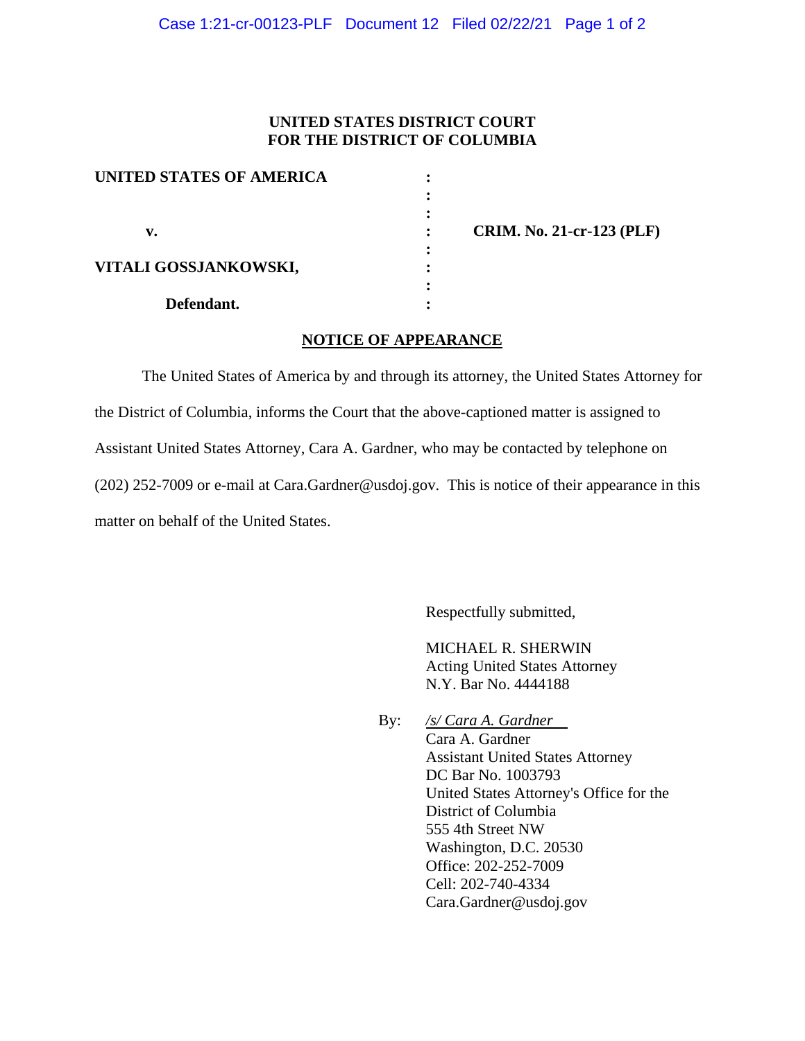**UNITED STATES DISTRICT COURT**
**FOR THE DISTRICT OF COLUMBIA**

| | | |
|---|---|---|
| **UNITED STATES OF AMERICA** | : | |
| | : | |
| | : | |
| **v.** | : | **CRIM. No. 21-cr-123 (PLF)** |
| | : | |
| **VITALI GOSSJANKOWSKI,** | : | |
| | : | |
| **Defendant.** | : | |

## NOTICE OF APPEARANCE

The United States of America by and through its attorney, the United States Attorney for the District of Columbia, informs the Court that the above-captioned matter is assigned to Assistant United States Attorney, Cara A. Gardner, who may be contacted by telephone on (202) 252-7009 or e-mail at Cara.Gardner@usdoj.gov. This is notice of their appearance in this matter on behalf of the United States.

Respectfully submitted,

MICHAEL R. SHERWIN
Acting United States Attorney
N.Y. Bar No. 4444188

By: */s/ Cara A. Gardner*
Cara A. Gardner
Assistant United States Attorney
DC Bar No. 1003793
United States Attorney's Office for the District of Columbia
555 4th Street NW
Washington, D.C. 20530
Office: 202-252-7009
Cell: 202-740-4334
Cara.Gardner@usdoj.gov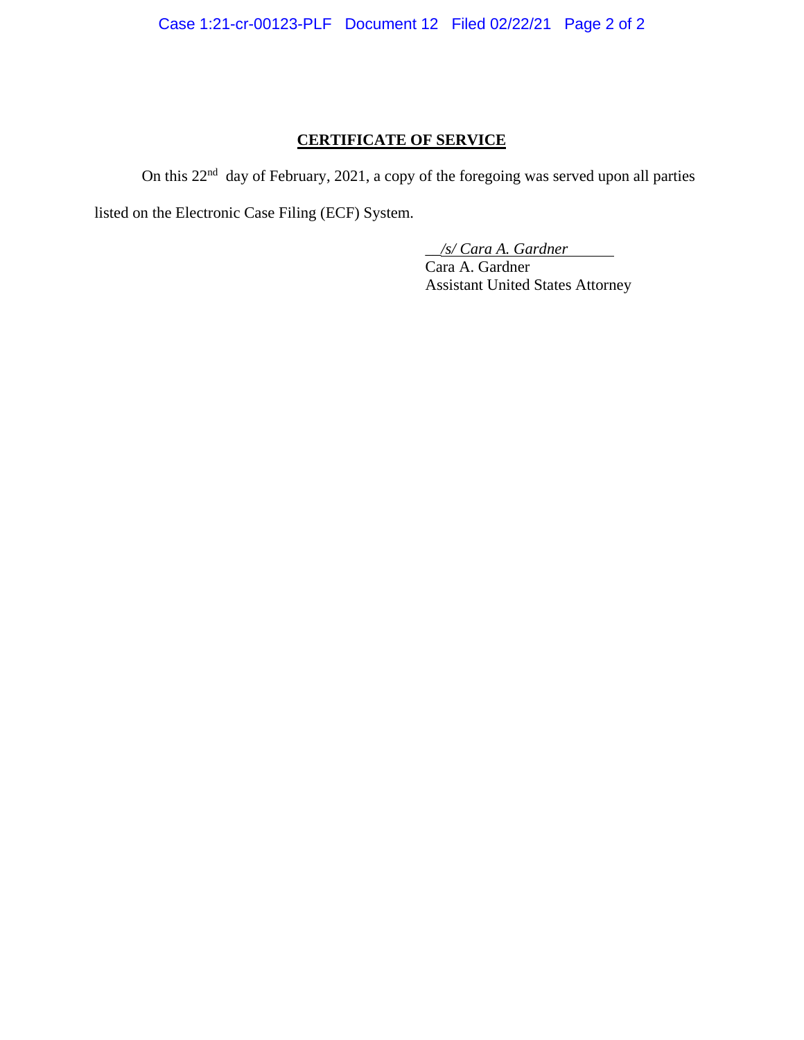## CERTIFICATE OF SERVICE

On this 22nd day of February, 2021, a copy of the foregoing was served upon all parties listed on the Electronic Case Filing (ECF) System.

*/s/ Cara A. Gardner*
Cara A. Gardner
Assistant United States Attorney